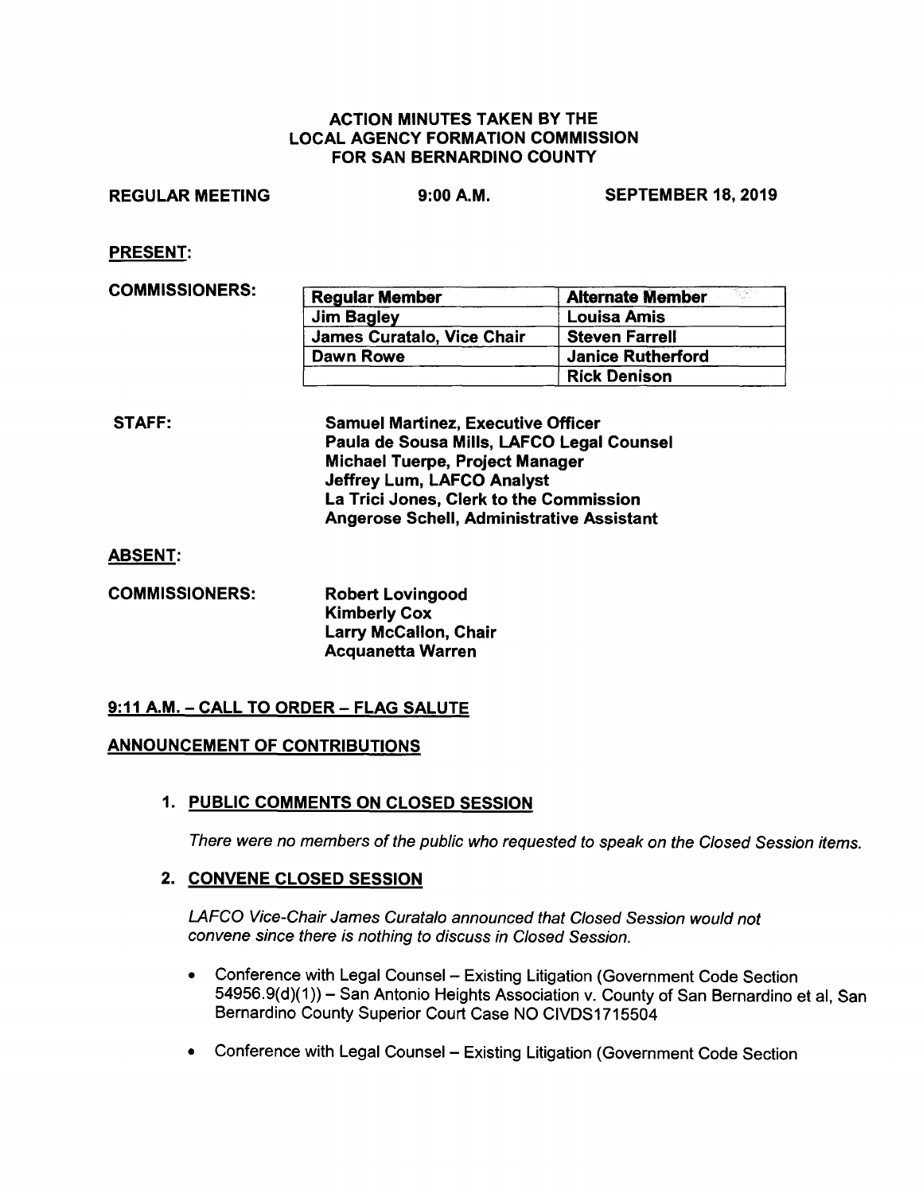# ACTION MINUTES TAKEN BY THE LOCAL AGENCY FORMATION COMMISSION FOR SAN BERNARDINO COUNTY

**REGULAR MEETING** **9:00 A.M.** **SEPTEMBER 18, 2019**

**PRESENT:**

**COMMISSIONERS:**

| Regular Member | Alternate Member |
|---|---|
| Jim Bagley | Louisa Amis |
| James Curatalo, Vice Chair | Steven Farrell |
| Dawn Rowe | Janice Rutherford |
| | Rick Denison |

**STAFF:**

**Samuel Martinez, Executive Officer**
**Paula de Sousa Mills, LAFCO Legal Counsel**
**Michael Tuerpe, Project Manager**
**Jeffrey Lum, LAFCO Analyst**
**La Trici Jones, Clerk to the Commission**
**Angerose Schell, Administrative Assistant**

**ABSENT:**

**COMMISSIONERS:**

**Robert Lovingood**
**Kimberly Cox**
**Larry McCallon, Chair**
**Acquanetta Warren**

## 9:11 A.M. – CALL TO ORDER – FLAG SALUTE

## ANNOUNCEMENT OF CONTRIBUTIONS

### 1. PUBLIC COMMENTS ON CLOSED SESSION

*There were no members of the public who requested to speak on the Closed Session items.*

### 2. CONVENE CLOSED SESSION

*LAFCO Vice-Chair James Curatalo announced that Closed Session would not convene since there is nothing to discuss in Closed Session.*

- Conference with Legal Counsel – Existing Litigation (Government Code Section 54956.9(d)(1)) – San Antonio Heights Association v. County of San Bernardino et al, San Bernardino County Superior Court Case NO CIVDS1715504
- Conference with Legal Counsel – Existing Litigation (Government Code Section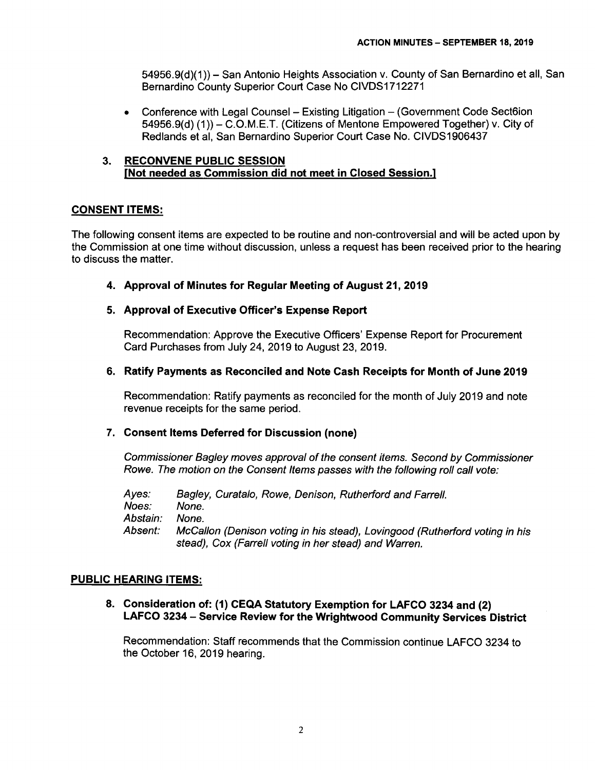54956.9(d)(1)) – San Antonio Heights Association v. County of San Bernardino et all, San Bernardino County Superior Court Case No CIVDS1712271

- Conference with Legal Counsel – Existing Litigation – (Government Code Sect6ion 54956.9(d) (1)) – C.O.M.E.T. (Citizens of Mentone Empowered Together) v. City of Redlands et al, San Bernardino Superior Court Case No. CIVDS1906437

### 3. RECONVENE PUBLIC SESSION [Not needed as Commission did not meet in Closed Session.]

## CONSENT ITEMS:

The following consent items are expected to be routine and non-controversial and will be acted upon by the Commission at one time without discussion, unless a request has been received prior to the hearing to discuss the matter.

### 4. Approval of Minutes for Regular Meeting of August 21, 2019

### 5. Approval of Executive Officer's Expense Report

Recommendation: Approve the Executive Officers' Expense Report for Procurement Card Purchases from July 24, 2019 to August 23, 2019.

### 6. Ratify Payments as Reconciled and Note Cash Receipts for Month of June 2019

Recommendation: Ratify payments as reconciled for the month of July 2019 and note revenue receipts for the same period.

### 7. Consent Items Deferred for Discussion (none)

*Commissioner Bagley moves approval of the consent items. Second by Commissioner Rowe. The motion on the Consent Items passes with the following roll call vote:*

*Ayes:* *Bagley, Curatalo, Rowe, Denison, Rutherford and Farrell.*
*Noes:* *None.*
*Abstain:* *None.*
*Absent:* *McCallon (Denison voting in his stead), Lovingood (Rutherford voting in his stead), Cox (Farrell voting in her stead) and Warren.*

## PUBLIC HEARING ITEMS:

### 8. Consideration of: (1) CEQA Statutory Exemption for LAFCO 3234 and (2) LAFCO 3234 – Service Review for the Wrightwood Community Services District

Recommendation: Staff recommends that the Commission continue LAFCO 3234 to the October 16, 2019 hearing.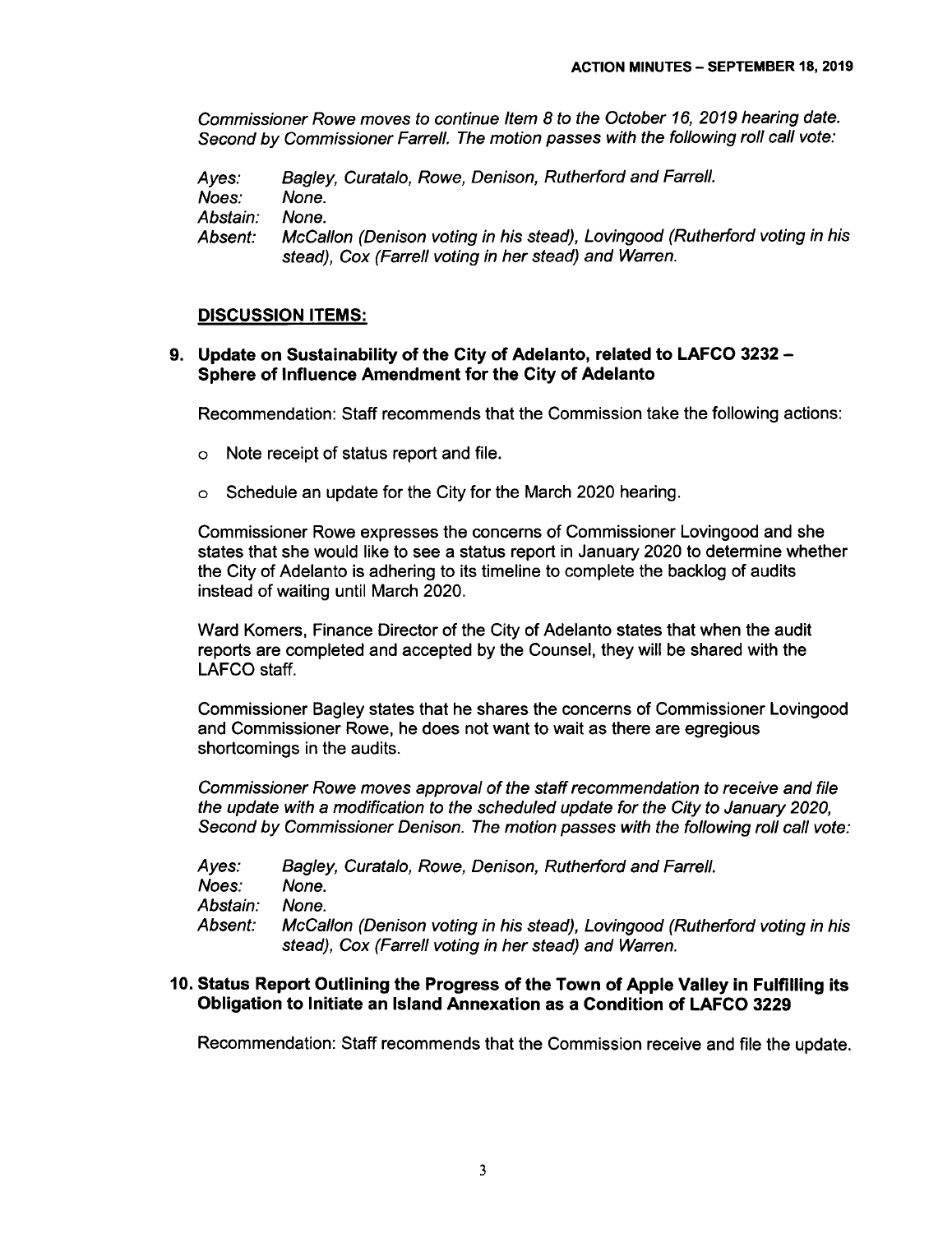*Commissioner Rowe moves to continue Item 8 to the October 16, 2019 hearing date. Second by Commissioner Farrell. The motion passes with the following roll call vote:*

| | |
|---|---|
| *Ayes:* | *Bagley, Curatalo, Rowe, Denison, Rutherford and Farrell.* |
| *Noes:* | *None.* |
| *Abstain:* | *None.* |
| *Absent:* | *McCallon (Denison voting in his stead), Lovingood (Rutherford voting in his stead), Cox (Farrell voting in her stead) and Warren.* |

**DISCUSSION ITEMS:**

**9. Update on Sustainability of the City of Adelanto, related to LAFCO 3232 – Sphere of Influence Amendment for the City of Adelanto**

Recommendation: Staff recommends that the Commission take the following actions:

- Note receipt of status report and file.
- Schedule an update for the City for the March 2020 hearing.

Commissioner Rowe expresses the concerns of Commissioner Lovingood and she states that she would like to see a status report in January 2020 to determine whether the City of Adelanto is adhering to its timeline to complete the backlog of audits instead of waiting until March 2020.

Ward Komers, Finance Director of the City of Adelanto states that when the audit reports are completed and accepted by the Counsel, they will be shared with the LAFCO staff.

Commissioner Bagley states that he shares the concerns of Commissioner Lovingood and Commissioner Rowe, he does not want to wait as there are egregious shortcomings in the audits.

*Commissioner Rowe moves approval of the staff recommendation to receive and file the update with a modification to the scheduled update for the City to January 2020, Second by Commissioner Denison. The motion passes with the following roll call vote:*

| | |
|---|---|
| *Ayes:* | *Bagley, Curatalo, Rowe, Denison, Rutherford and Farrell.* |
| *Noes:* | *None.* |
| *Abstain:* | *None.* |
| *Absent:* | *McCallon (Denison voting in his stead), Lovingood (Rutherford voting in his stead), Cox (Farrell voting in her stead) and Warren.* |

**10. Status Report Outlining the Progress of the Town of Apple Valley in Fulfilling its Obligation to Initiate an Island Annexation as a Condition of LAFCO 3229**

Recommendation: Staff recommends that the Commission receive and file the update.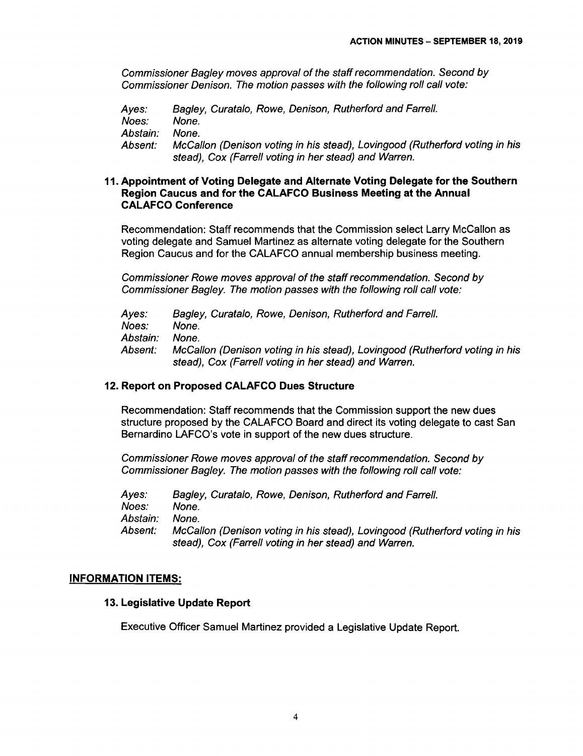*Commissioner Bagley moves approval of the staff recommendation. Second by Commissioner Denison. The motion passes with the following roll call vote:*

*Ayes:* *Bagley, Curatalo, Rowe, Denison, Rutherford and Farrell.*
*Noes:* *None.*
*Abstain:* *None.*
*Absent:* *McCallon (Denison voting in his stead), Lovingood (Rutherford voting in his stead), Cox (Farrell voting in her stead) and Warren.*

### 11. Appointment of Voting Delegate and Alternate Voting Delegate for the Southern Region Caucus and for the CALAFCO Business Meeting at the Annual CALAFCO Conference

Recommendation: Staff recommends that the Commission select Larry McCallon as voting delegate and Samuel Martinez as alternate voting delegate for the Southern Region Caucus and for the CALAFCO annual membership business meeting.

*Commissioner Rowe moves approval of the staff recommendation. Second by Commissioner Bagley. The motion passes with the following roll call vote:*

*Ayes:* *Bagley, Curatalo, Rowe, Denison, Rutherford and Farrell.*
*Noes:* *None.*
*Abstain:* *None.*
*Absent:* *McCallon (Denison voting in his stead), Lovingood (Rutherford voting in his stead), Cox (Farrell voting in her stead) and Warren.*

### 12. Report on Proposed CALAFCO Dues Structure

Recommendation: Staff recommends that the Commission support the new dues structure proposed by the CALAFCO Board and direct its voting delegate to cast San Bernardino LAFCO's vote in support of the new dues structure.

*Commissioner Rowe moves approval of the staff recommendation. Second by Commissioner Bagley. The motion passes with the following roll call vote:*

*Ayes:* *Bagley, Curatalo, Rowe, Denison, Rutherford and Farrell.*
*Noes:* *None.*
*Abstain:* *None.*
*Absent:* *McCallon (Denison voting in his stead), Lovingood (Rutherford voting in his stead), Cox (Farrell voting in her stead) and Warren.*

## INFORMATION ITEMS:

### 13. Legislative Update Report

Executive Officer Samuel Martinez provided a Legislative Update Report.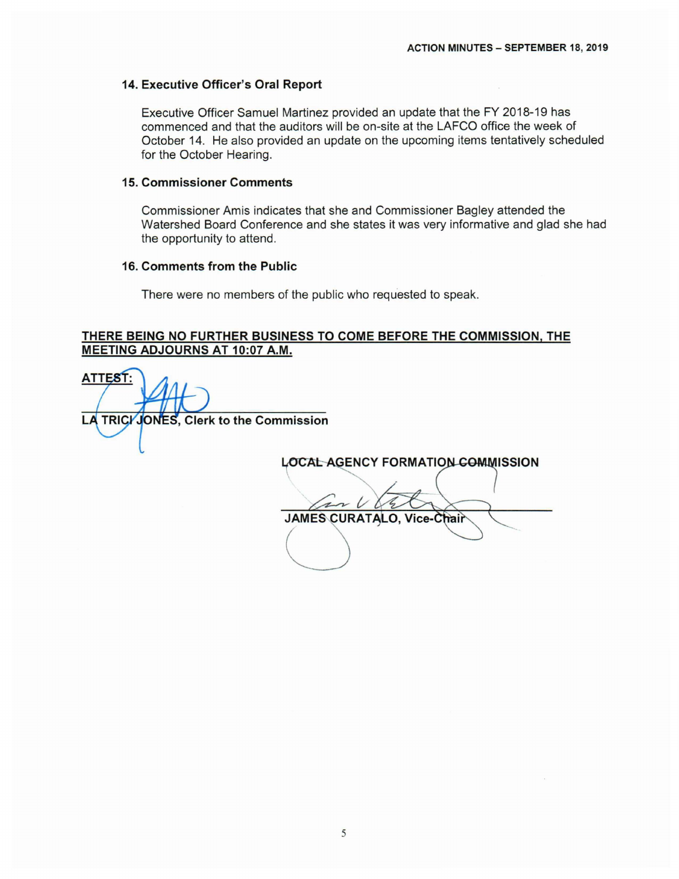### 14. Executive Officer's Oral Report

Executive Officer Samuel Martinez provided an update that the FY 2018-19 has commenced and that the auditors will be on-site at the LAFCO office the week of October 14. He also provided an update on the upcoming items tentatively scheduled for the October Hearing.

### 15. Commissioner Comments

Commissioner Amis indicates that she and Commissioner Bagley attended the Watershed Board Conference and she states it was very informative and glad she had the opportunity to attend.

### 16. Comments from the Public

There were no members of the public who requested to speak.

**THERE BEING NO FURTHER BUSINESS TO COME BEFORE THE COMMISSION, THE MEETING ADJOURNS AT 10:07 A.M.**

**ATTEST:**

______________________________
**LA TRICI JONES, Clerk to the Commission**

**LOCAL AGENCY FORMATION COMMISSION**

______________________________
**JAMES CURATALO, Vice-Chair**